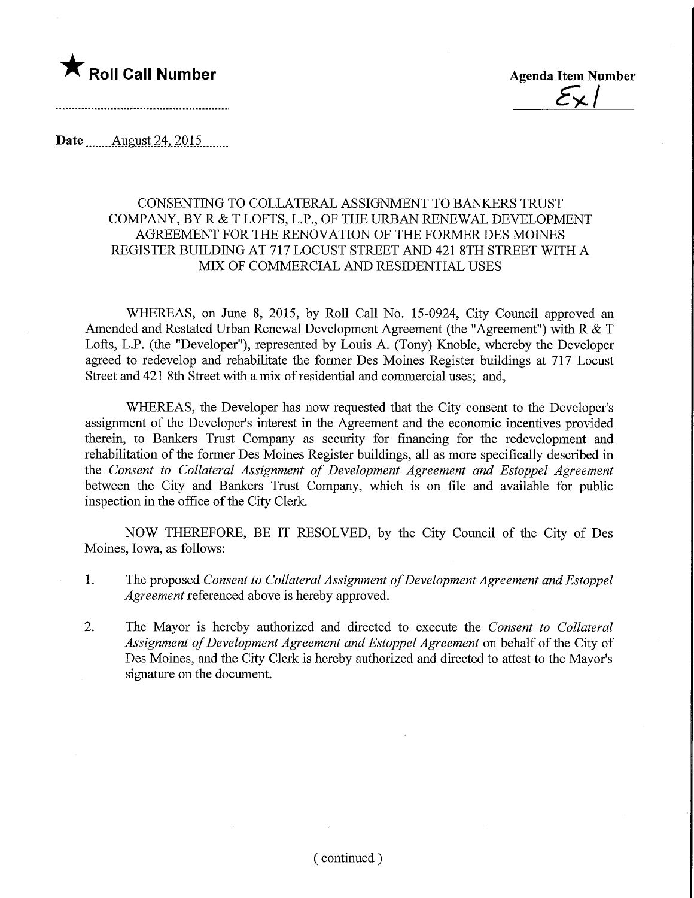★ **Roll Call Number**

**Agenda Item Number**

Ex 1

**Date** August 24, 2015

CONSENTING TO COLLATERAL ASSIGNMENT TO BANKERS TRUST COMPANY, BY R & T LOFTS, L.P., OF THE URBAN RENEWAL DEVELOPMENT AGREEMENT FOR THE RENOVATION OF THE FORMER DES MOINES REGISTER BUILDING AT 717 LOCUST STREET AND 421 8TH STREET WITH A MIX OF COMMERCIAL AND RESIDENTIAL USES

WHEREAS, on June 8, 2015, by Roll Call No. 15-0924, City Council approved an Amended and Restated Urban Renewal Development Agreement (the "Agreement") with R & T Lofts, L.P. (the "Developer"), represented by Louis A. (Tony) Knoble, whereby the Developer agreed to redevelop and rehabilitate the former Des Moines Register buildings at 717 Locust Street and 421 8th Street with a mix of residential and commercial uses; and,

WHEREAS, the Developer has now requested that the City consent to the Developer's assignment of the Developer's interest in the Agreement and the economic incentives provided therein, to Bankers Trust Company as security for financing for the redevelopment and rehabilitation of the former Des Moines Register buildings, all as more specifically described in the *Consent to Collateral Assignment of Development Agreement and Estoppel Agreement* between the City and Bankers Trust Company, which is on file and available for public inspection in the office of the City Clerk.

NOW THEREFORE, BE IT RESOLVED, by the City Council of the City of Des Moines, Iowa, as follows:

1. The proposed *Consent to Collateral Assignment of Development Agreement and Estoppel Agreement* referenced above is hereby approved.

2. The Mayor is hereby authorized and directed to execute the *Consent to Collateral Assignment of Development Agreement and Estoppel Agreement* on behalf of the City of Des Moines, and the City Clerk is hereby authorized and directed to attest to the Mayor's signature on the document.

( continued )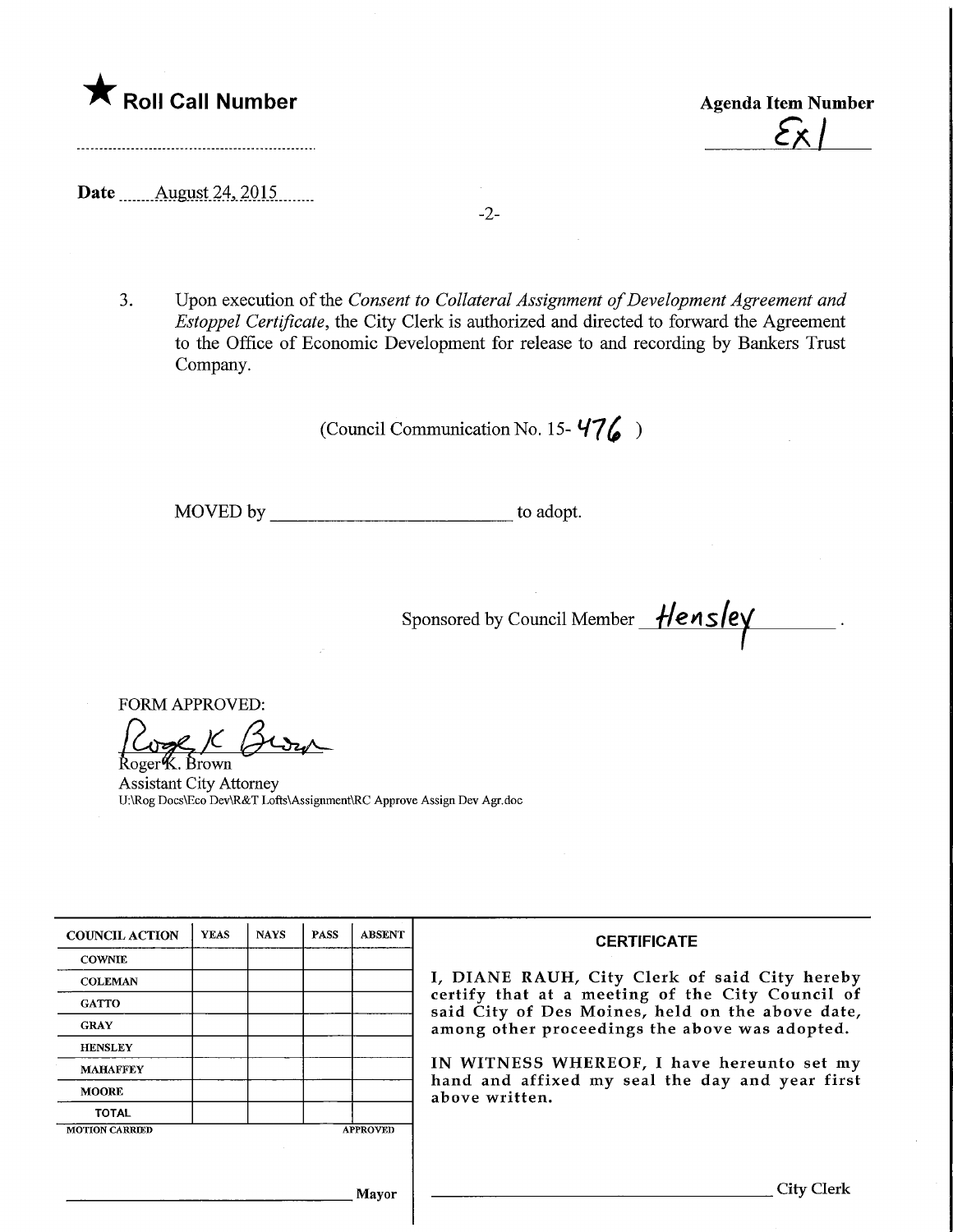★ **Roll Call Number**

**Agenda Item Number**

Ex I

**Date** August 24, 2015

3. Upon execution of the *Consent to Collateral Assignment of Development Agreement and Estoppel Certificate*, the City Clerk is authorized and directed to forward the Agreement to the Office of Economic Development for release to and recording by Bankers Trust Company.

(Council Communication No. 15- 476 )

MOVED by __________________________ to adopt.

Sponsored by Council Member Hensley.

FORM APPROVED:

Roger K. Brown
Assistant City Attorney
U:\Rog Docs\Eco Dev\R&T Lofts\Assignment\RC Approve Assign Dev Agr.doc

| COUNCIL ACTION | YEAS | NAYS | PASS | ABSENT |
|---|---|---|---|---|
| COWNIE | | | | |
| COLEMAN | | | | |
| GATTO | | | | |
| GRAY | | | | |
| HENSLEY | | | | |
| MAHAFFEY | | | | |
| MOORE | | | | |
| TOTAL | | | | |
| MOTION CARRIED | | | | APPROVED |

______________________________ Mayor

**CERTIFICATE**

I, DIANE RAUH, City Clerk of said City hereby certify that at a meeting of the City Council of said City of Des Moines, held on the above date, among other proceedings the above was adopted.

IN WITNESS WHEREOF, I have hereunto set my hand and affixed my seal the day and year first above written.

______________________________ City Clerk